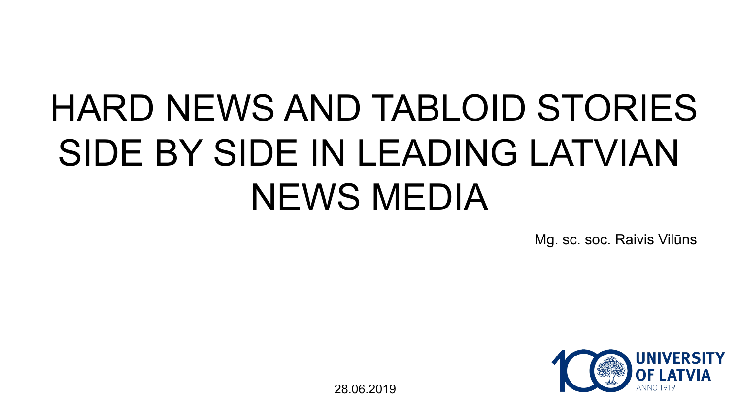# HARD NEWS AND TABLOID STORIES SIDE BY SIDE IN LEADING LATVIAN NEWS MEDIA

Mg. sc. soc. Raivis Vilūns

28.06.2019

UNIVERSITY OF LATVIA

ANNO 1919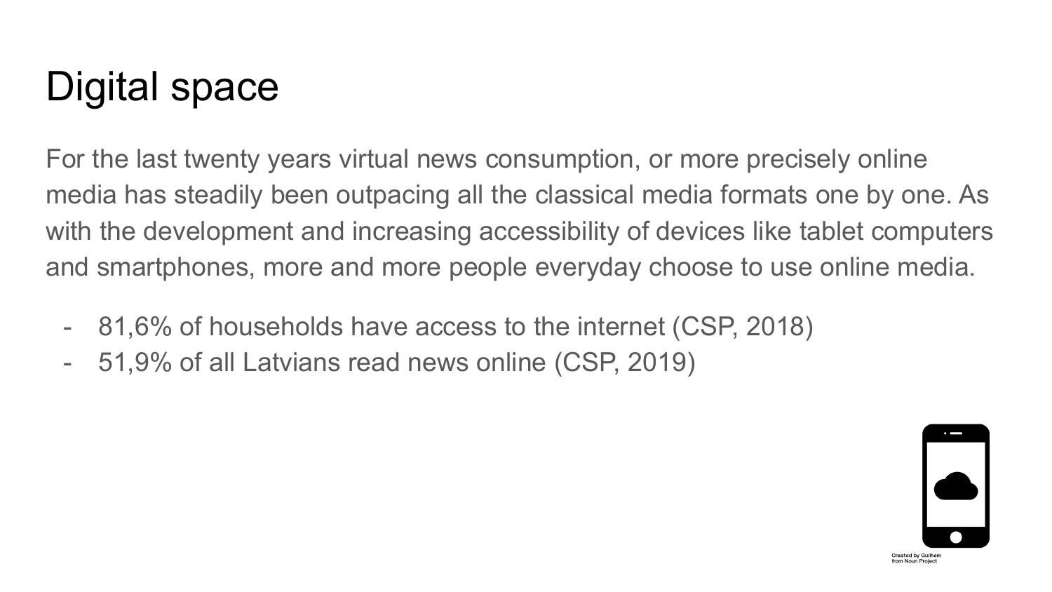# Digital space

For the last twenty years virtual news consumption, or more precisely online media has steadily been outpacing all the classical media formats one by one. As with the development and increasing accessibility of devices like tablet computers and smartphones, more and more people everyday choose to use online media.

- 81,6% of households have access to the internet (CSP, 2018)
- 51,9% of all Latvians read news online (CSP, 2019)

Created by Guilhem from Noun Project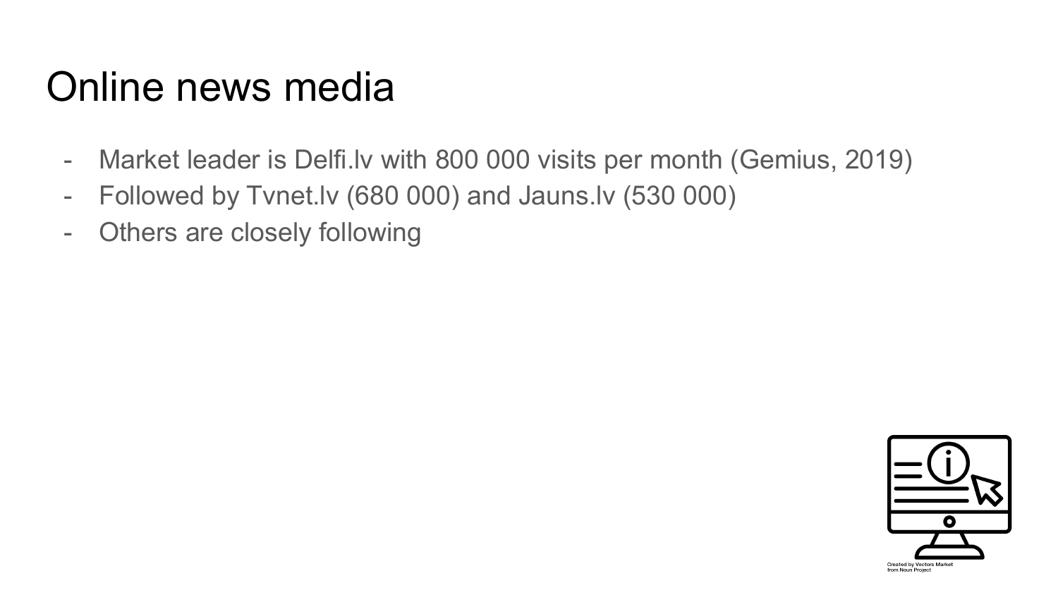# Online news media

- Market leader is Delfi.lv with 800 000 visits per month (Gemius, 2019)
- Followed by Tvnet.lv (680 000) and Jauns.lv (530 000)
- Others are closely following

Created by Vectors Market from Noun Project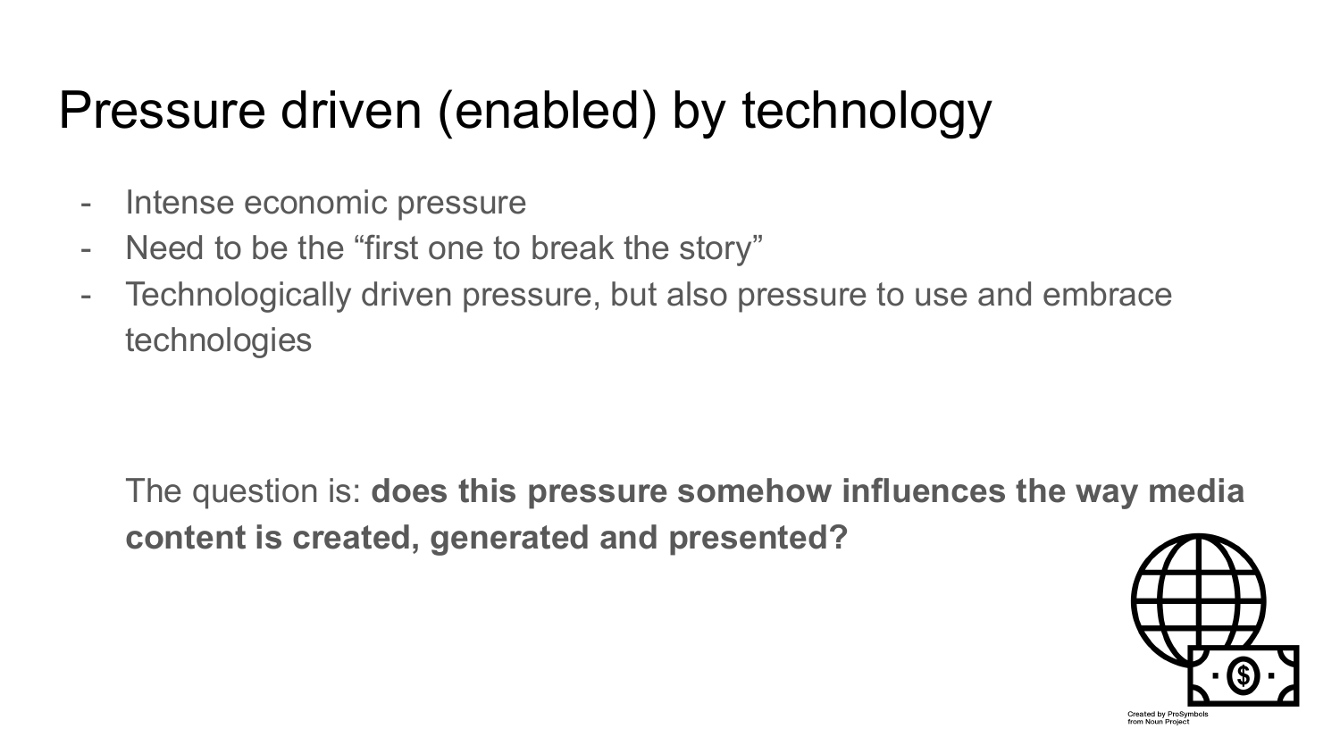# Pressure driven (enabled) by technology

- Intense economic pressure
- Need to be the “first one to break the story”
- Technologically driven pressure, but also pressure to use and embrace technologies

The question is: **does this pressure somehow influences the way media content is created, generated and presented?**

Created by ProSymbols from Noun Project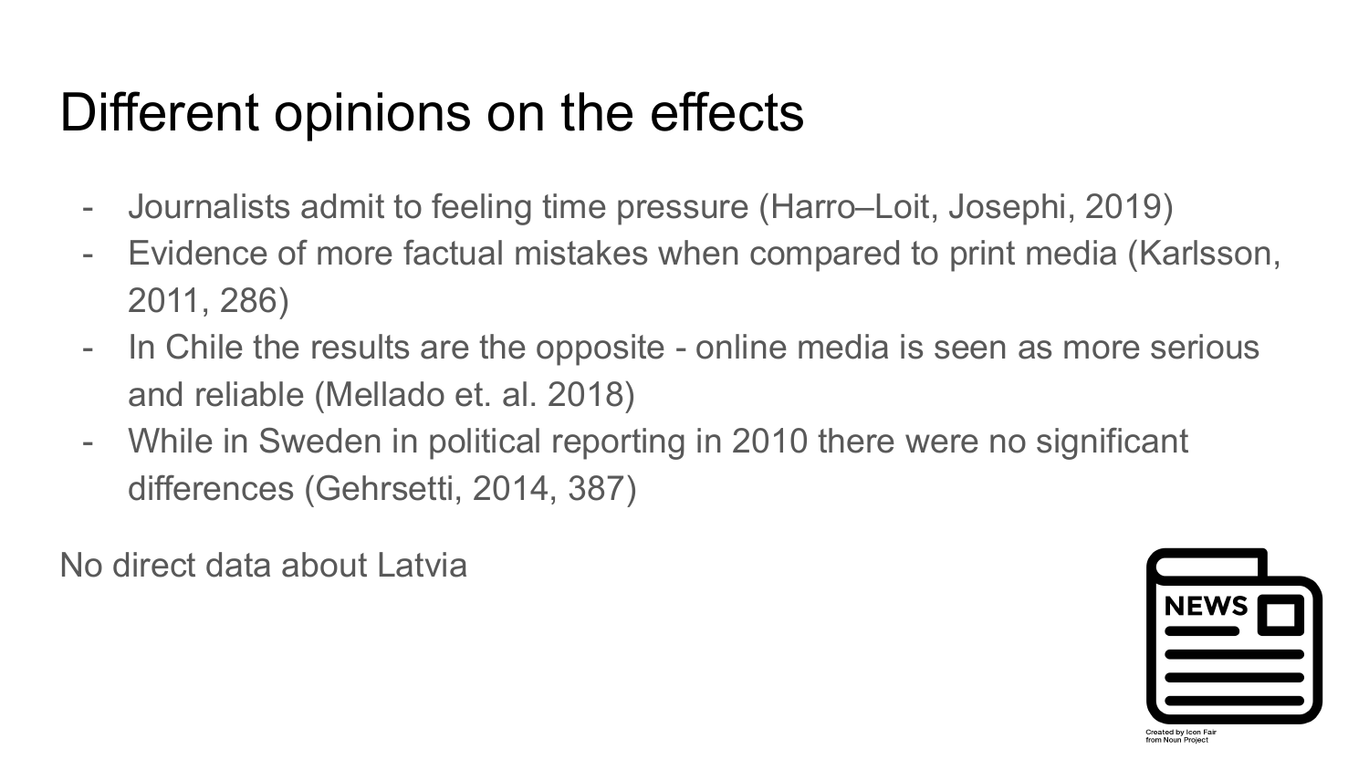# Different opinions on the effects

- Journalists admit to feeling time pressure (Harro–Loit, Josephi, 2019)
- Evidence of more factual mistakes when compared to print media (Karlsson, 2011, 286)
- In Chile the results are the opposite - online media is seen as more serious and reliable (Mellado et. al. 2018)
- While in Sweden in political reporting in 2010 there were no significant differences (Gehrsetti, 2014, 387)

No direct data about Latvia

Created by Icon Fair from Noun Project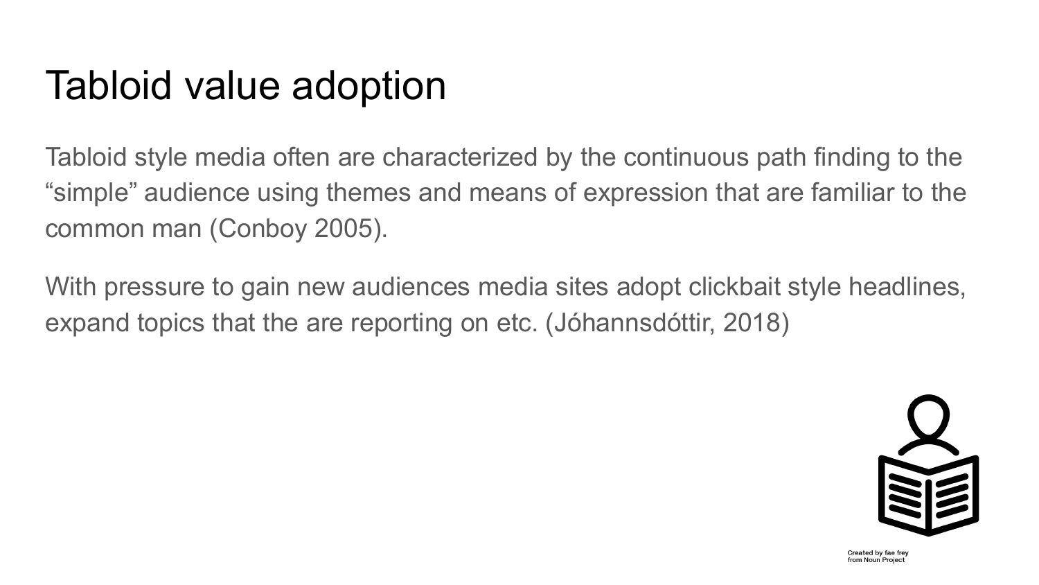# Tabloid value adoption

Tabloid style media often are characterized by the continuous path finding to the "simple" audience using themes and means of expression that are familiar to the common man (Conboy 2005).

With pressure to gain new audiences media sites adopt clickbait style headlines, expand topics that the are reporting on etc. (Jóhannsdóttir, 2018)

Created by fae frey from Noun Project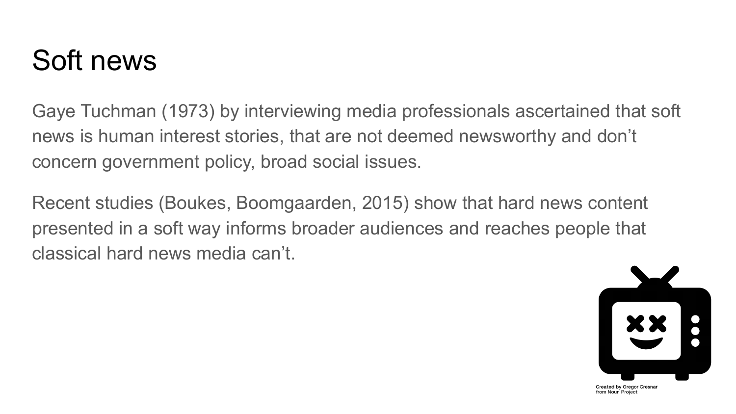# Soft news

Gaye Tuchman (1973) by interviewing media professionals ascertained that soft news is human interest stories, that are not deemed newsworthy and don't concern government policy, broad social issues.

Recent studies (Boukes, Boomgaarden, 2015) show that hard news content presented in a soft way informs broader audiences and reaches people that classical hard news media can't.

Created by Gregor Cresnar from Noun Project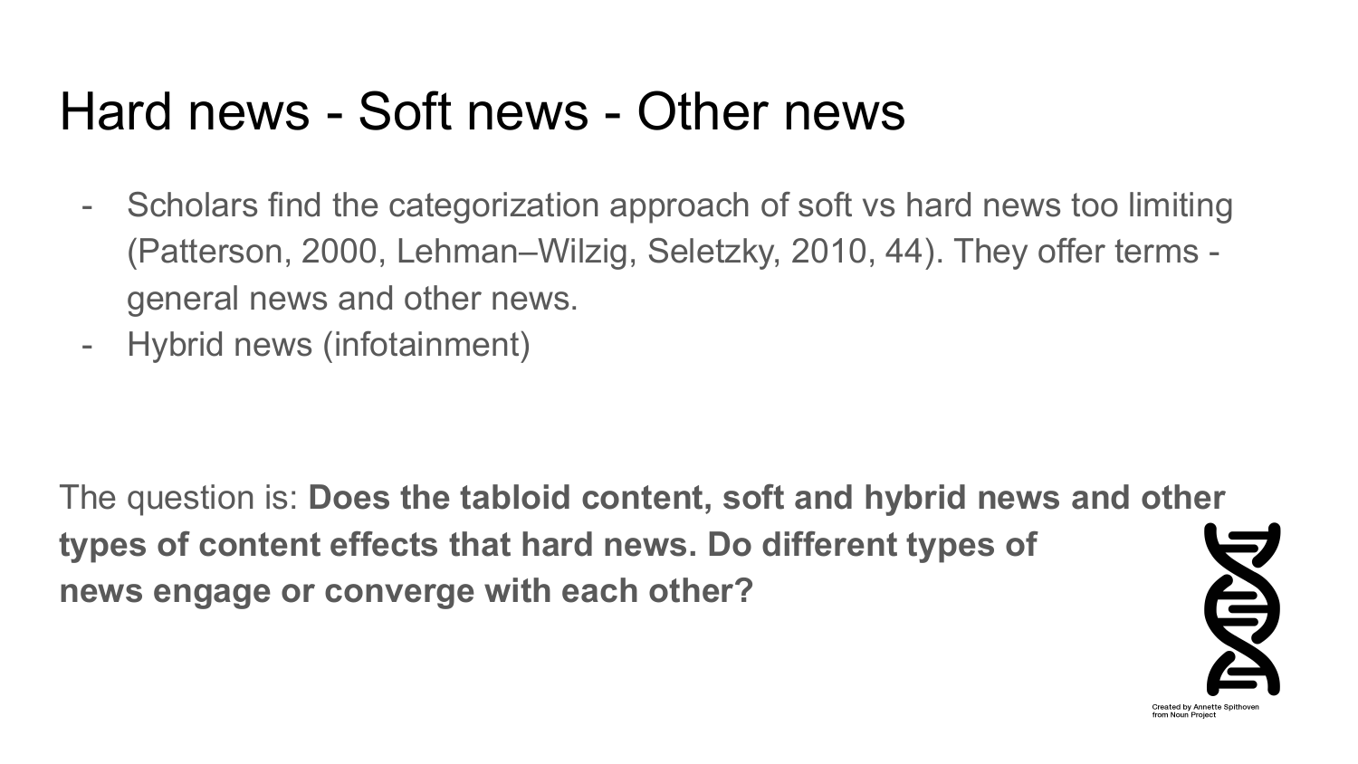# Hard news - Soft news - Other news

- Scholars find the categorization approach of soft vs hard news too limiting (Patterson, 2000, Lehman–Wilzig, Seletzky, 2010, 44). They offer terms - general news and other news.
- Hybrid news (infotainment)

The question is: **Does the tabloid content, soft and hybrid news and other types of content effects that hard news. Do different types of news engage or converge with each other?**

Created by Annette Spithoven from Noun Project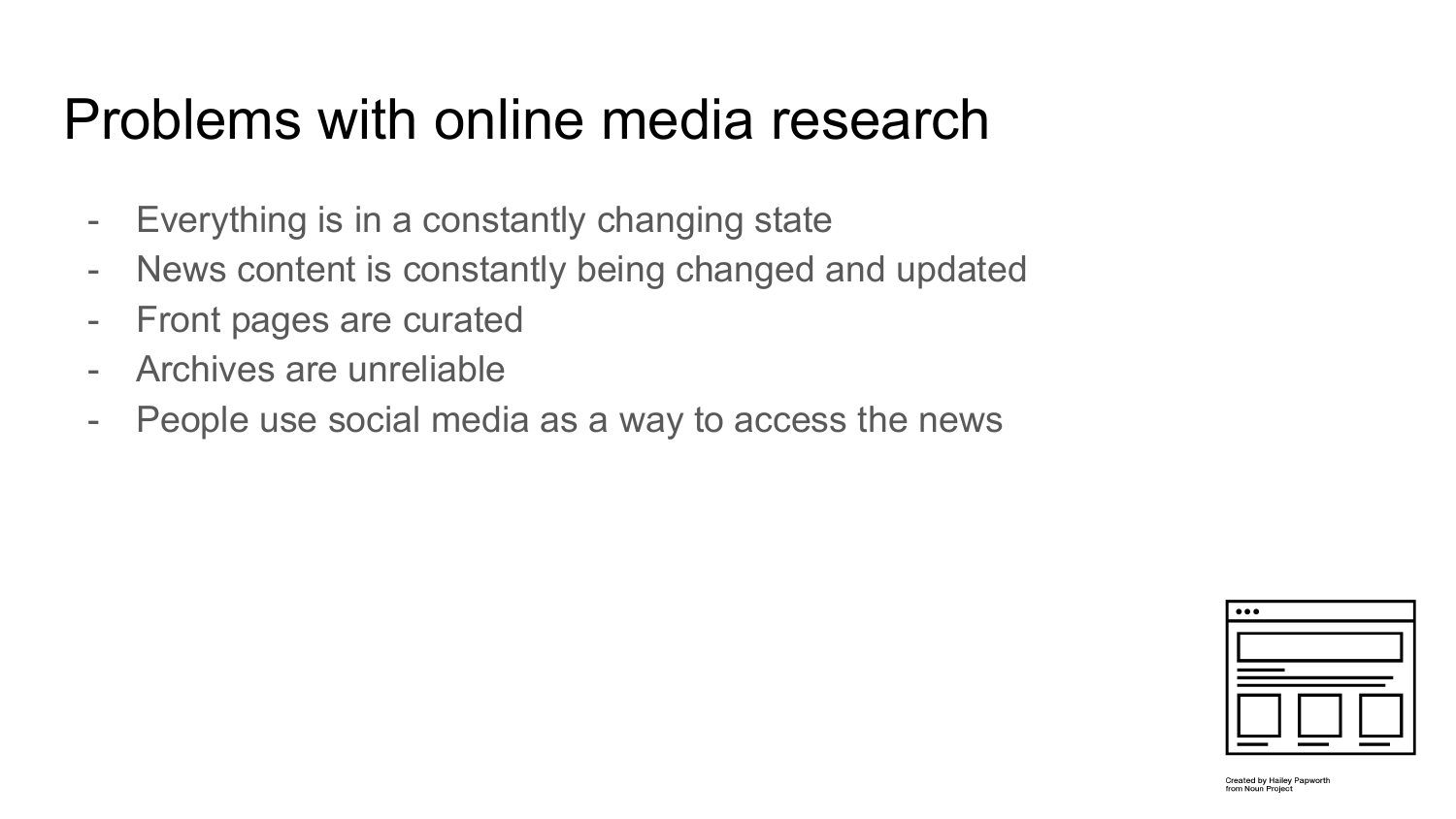# Problems with online media research

- Everything is in a constantly changing state
- News content is constantly being changed and updated
- Front pages are curated
- Archives are unreliable
- People use social media as a way to access the news

Created by Hailey Papworth
from Noun Project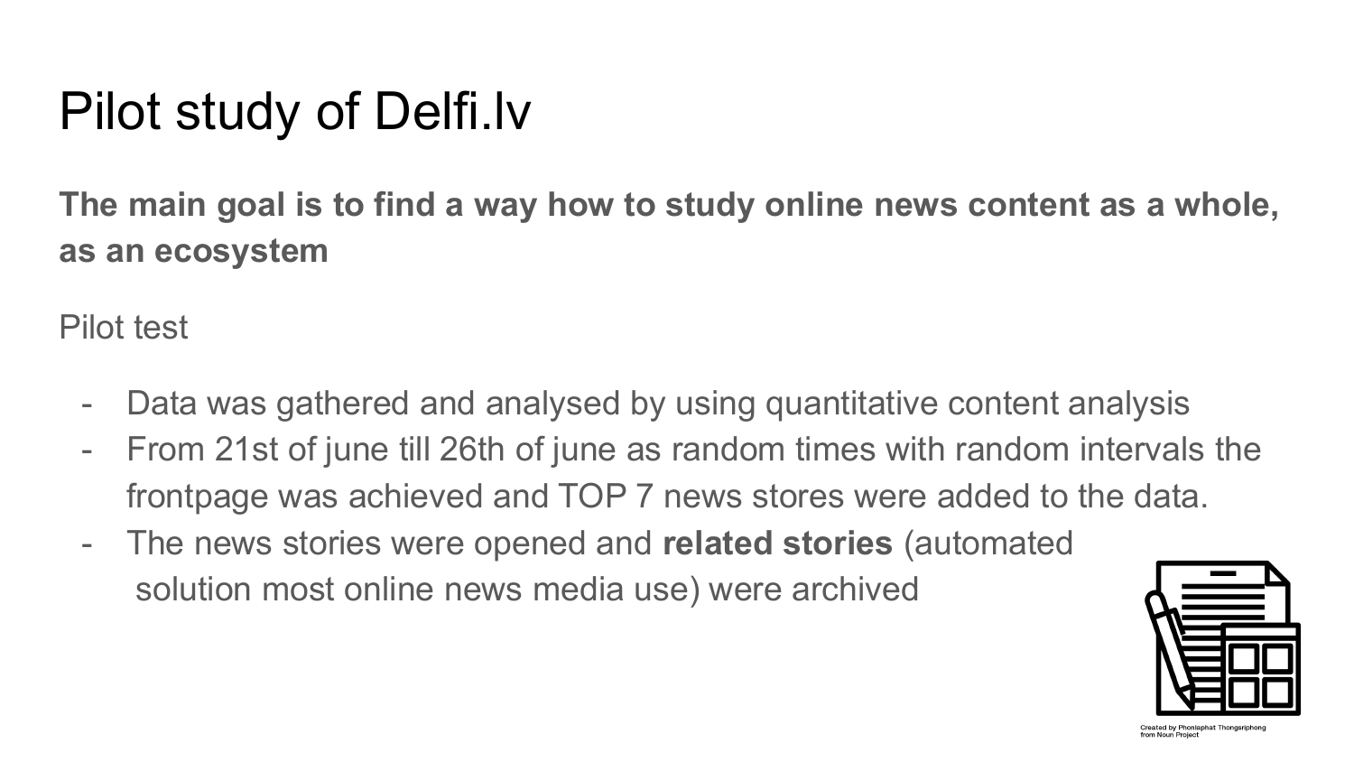# Pilot study of Delfi.lv

**The main goal is to find a way how to study online news content as a whole, as an ecosystem**

Pilot test

- Data was gathered and analysed by using quantitative content analysis
- From 21st of june till 26th of june as random times with random intervals the frontpage was achieved and TOP 7 news stores were added to the data.
- The news stories were opened and **related stories** (automated solution most online news media use) were archived

Created by Phonlaphat Thongsriphong from Noun Project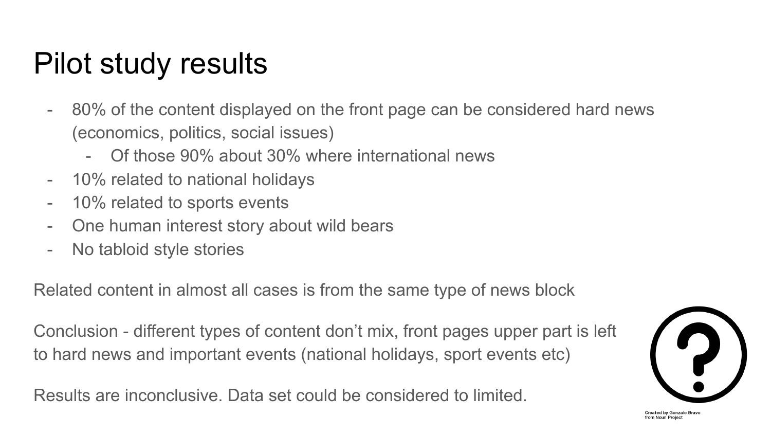# Pilot study results

- 80% of the content displayed on the front page can be considered hard news (economics, politics, social issues)
  - Of those 90% about 30% where international news
- 10% related to national holidays
- 10% related to sports events
- One human interest story about wild bears
- No tabloid style stories

Related content in almost all cases is from the same type of news block

Conclusion - different types of content don't mix, front pages upper part is left to hard news and important events (national holidays, sport events etc)

Results are inconclusive. Data set could be considered to limited.

Created by Gonzalo Bravo from Noun Project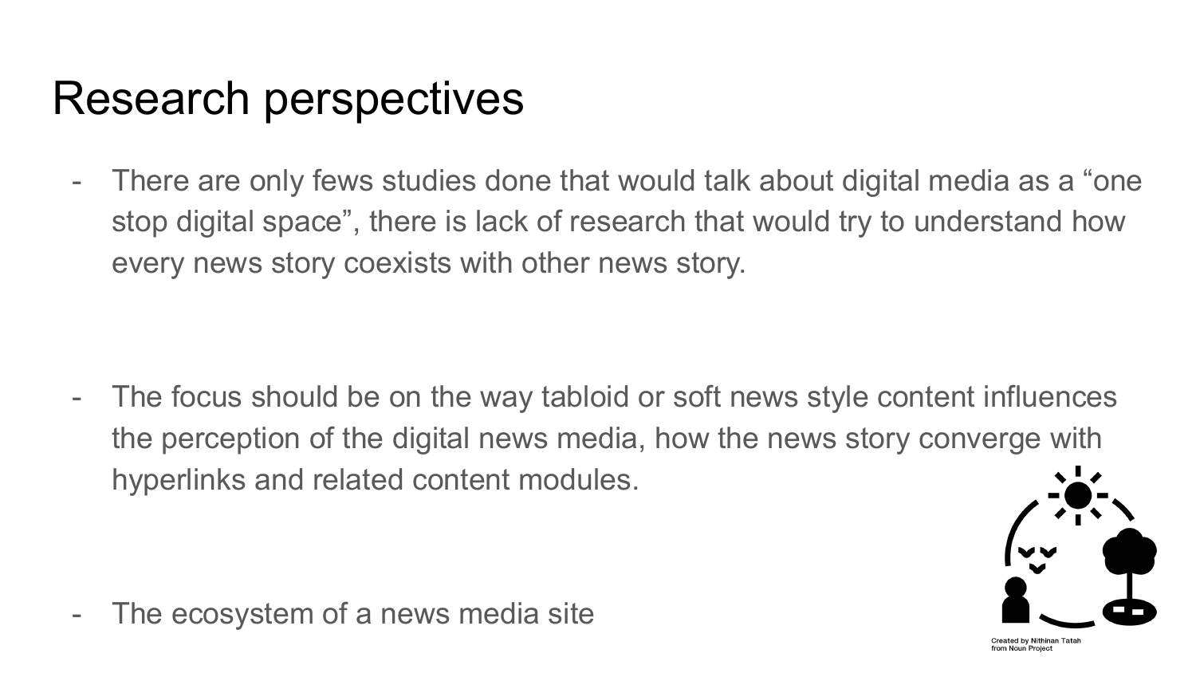# Research perspectives

- There are only fews studies done that would talk about digital media as a "one stop digital space", there is lack of research that would try to understand how every news story coexists with other news story.

- The focus should be on the way tabloid or soft news style content influences the perception of the digital news media, how the news story converge with hyperlinks and related content modules.

- The ecosystem of a news media site

Created by Nithinan Tatah from Noun Project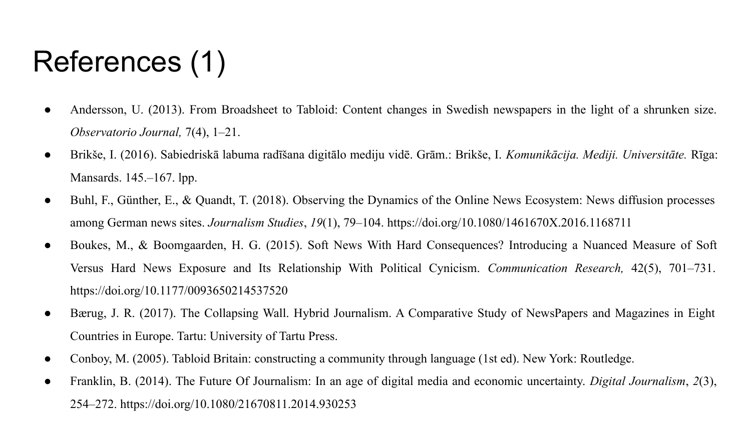# References (1)

- Andersson, U. (2013). From Broadsheet to Tabloid: Content changes in Swedish newspapers in the light of a shrunken size. *Observatorio Journal,* 7(4), 1–21.
- Brikše, I. (2016). Sabiedriskā labuma radīšana digitālo mediju vidē. Grām.: Brikše, I. *Komunikācija. Mediji. Universitāte.* Rīga: Mansards. 145.–167. lpp.
- Buhl, F., Günther, E., & Quandt, T. (2018). Observing the Dynamics of the Online News Ecosystem: News diffusion processes among German news sites. *Journalism Studies*, *19*(1), 79–104. https://doi.org/10.1080/1461670X.2016.1168711
- Boukes, M., & Boomgaarden, H. G. (2015). Soft News With Hard Consequences? Introducing a Nuanced Measure of Soft Versus Hard News Exposure and Its Relationship With Political Cynicism. *Communication Research,* 42(5), 701–731. https://doi.org/10.1177/0093650214537520
- Bærug, J. R. (2017). The Collapsing Wall. Hybrid Journalism. A Comparative Study of NewsPapers and Magazines in Eight Countries in Europe. Tartu: University of Tartu Press.
- Conboy, M. (2005). Tabloid Britain: constructing a community through language (1st ed). New York: Routledge.
- Franklin, B. (2014). The Future Of Journalism: In an age of digital media and economic uncertainty. *Digital Journalism*, *2*(3), 254–272. https://doi.org/10.1080/21670811.2014.930253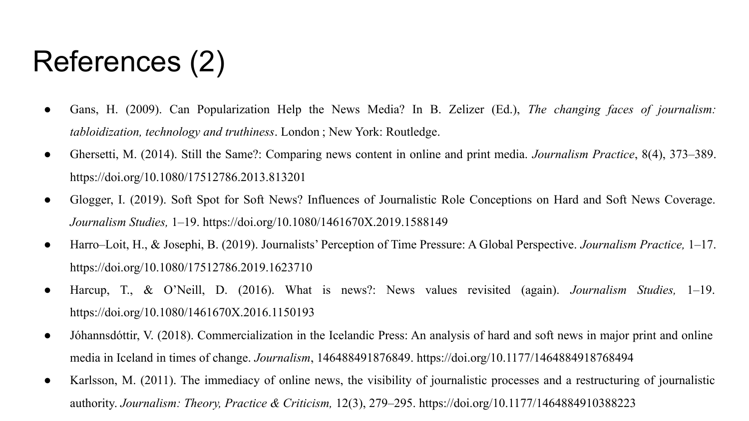# References (2)

- Gans, H. (2009). Can Popularization Help the News Media? In B. Zelizer (Ed.), *The changing faces of journalism: tabloidization, technology and truthiness*. London ; New York: Routledge.
- Ghersetti, M. (2014). Still the Same?: Comparing news content in online and print media. *Journalism Practice*, 8(4), 373–389. https://doi.org/10.1080/17512786.2013.813201
- Glogger, I. (2019). Soft Spot for Soft News? Influences of Journalistic Role Conceptions on Hard and Soft News Coverage. *Journalism Studies,* 1–19. https://doi.org/10.1080/1461670X.2019.1588149
- Harro–Loit, H., & Josephi, B. (2019). Journalists' Perception of Time Pressure: A Global Perspective. *Journalism Practice,* 1–17. https://doi.org/10.1080/17512786.2019.1623710
- Harcup, T., & O'Neill, D. (2016). What is news?: News values revisited (again). *Journalism Studies,* 1–19. https://doi.org/10.1080/1461670X.2016.1150193
- Jóhannsdóttir, V. (2018). Commercialization in the Icelandic Press: An analysis of hard and soft news in major print and online media in Iceland in times of change. *Journalism*, 146488491876849. https://doi.org/10.1177/1464884918768494
- Karlsson, M. (2011). The immediacy of online news, the visibility of journalistic processes and a restructuring of journalistic authority. *Journalism: Theory, Practice & Criticism,* 12(3), 279–295. https://doi.org/10.1177/1464884910388223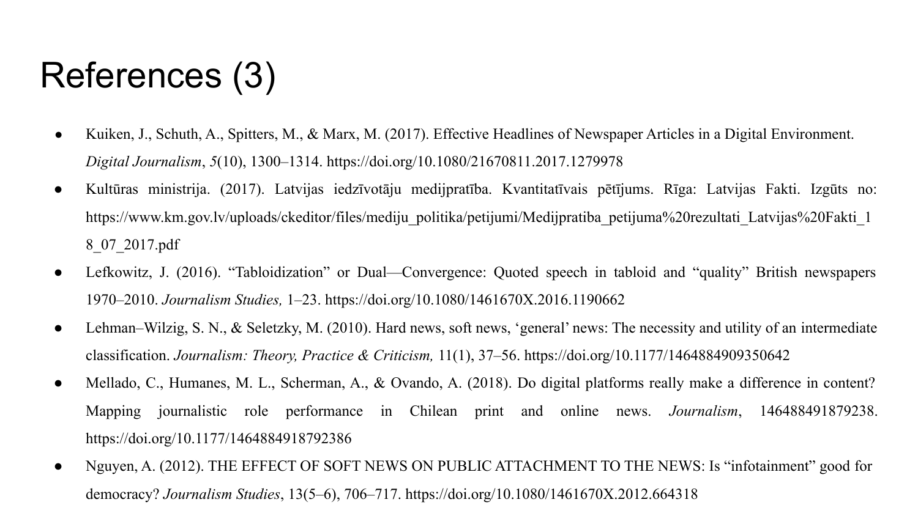# References (3)

- Kuiken, J., Schuth, A., Spitters, M., & Marx, M. (2017). Effective Headlines of Newspaper Articles in a Digital Environment. *Digital Journalism*, *5*(10), 1300–1314. https://doi.org/10.1080/21670811.2017.1279978
- Kultūras ministrija. (2017). Latvijas iedzīvotāju medijpratība. Kvantitatīvais pētījums. Rīga: Latvijas Fakti. Izgūts no: https://www.km.gov.lv/uploads/ckeditor/files/mediju_politika/petijumi/Medijpratiba_petijuma%20rezultati_Latvijas%20Fakti_18_07_2017.pdf
- Lefkowitz, J. (2016). "Tabloidization" or Dual—Convergence: Quoted speech in tabloid and "quality" British newspapers 1970–2010. *Journalism Studies,* 1–23. https://doi.org/10.1080/1461670X.2016.1190662
- Lehman–Wilzig, S. N., & Seletzky, M. (2010). Hard news, soft news, 'general' news: The necessity and utility of an intermediate classification. *Journalism: Theory, Practice & Criticism,* 11(1), 37–56. https://doi.org/10.1177/1464884909350642
- Mellado, C., Humanes, M. L., Scherman, A., & Ovando, A. (2018). Do digital platforms really make a difference in content? Mapping journalistic role performance in Chilean print and online news. *Journalism*, 146488491879238. https://doi.org/10.1177/1464884918792386
- Nguyen, A. (2012). THE EFFECT OF SOFT NEWS ON PUBLIC ATTACHMENT TO THE NEWS: Is "infotainment" good for democracy? *Journalism Studies*, 13(5–6), 706–717. https://doi.org/10.1080/1461670X.2012.664318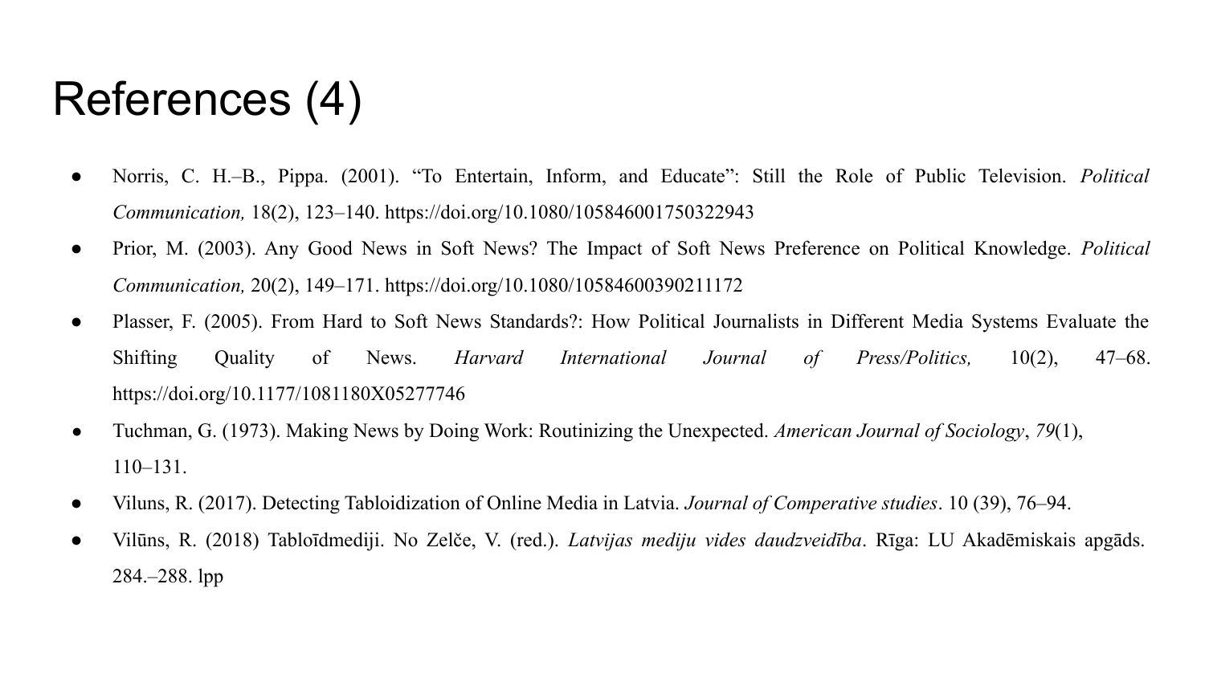# References (4)

- Norris, C. H.–B., Pippa. (2001). “To Entertain, Inform, and Educate”: Still the Role of Public Television. *Political Communication,* 18(2), 123–140. https://doi.org/10.1080/105846001750322943
- Prior, M. (2003). Any Good News in Soft News? The Impact of Soft News Preference on Political Knowledge. *Political Communication,* 20(2), 149–171. https://doi.org/10.1080/10584600390211172
- Plasser, F. (2005). From Hard to Soft News Standards?: How Political Journalists in Different Media Systems Evaluate the Shifting Quality of News. *Harvard International Journal of Press/Politics,* 10(2), 47–68. https://doi.org/10.1177/1081180X05277746
- Tuchman, G. (1973). Making News by Doing Work: Routinizing the Unexpected. *American Journal of Sociology*, *79*(1), 110–131.
- Viluns, R. (2017). Detecting Tabloidization of Online Media in Latvia. *Journal of Comperative studies*. 10 (39), 76–94.
- Vilūns, R. (2018) Tabloīdmediji. No Zelče, V. (red.). *Latvijas mediju vides daudzveidība*. Rīga: LU Akadēmiskais apgāds. 284.–288. lpp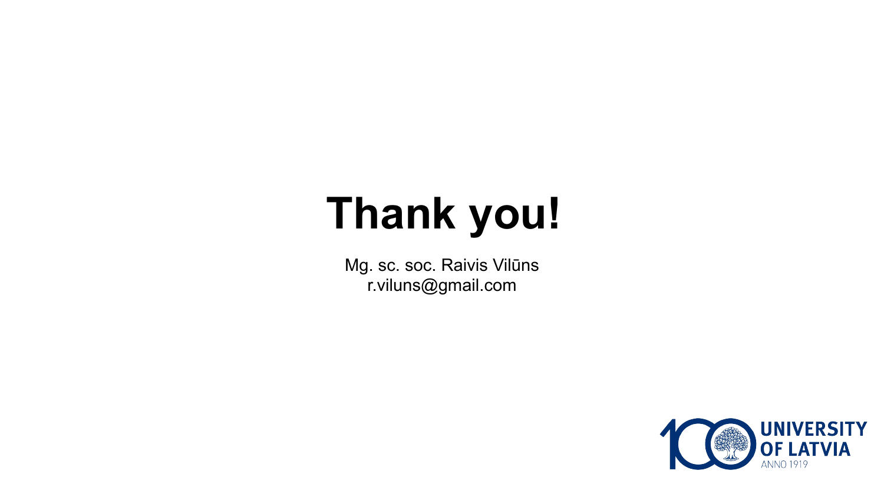# Thank you!

Mg. sc. soc. Raivis Vilūns
r.viluns@gmail.com

UNIVERSITY OF LATVIA
ANNO 1919